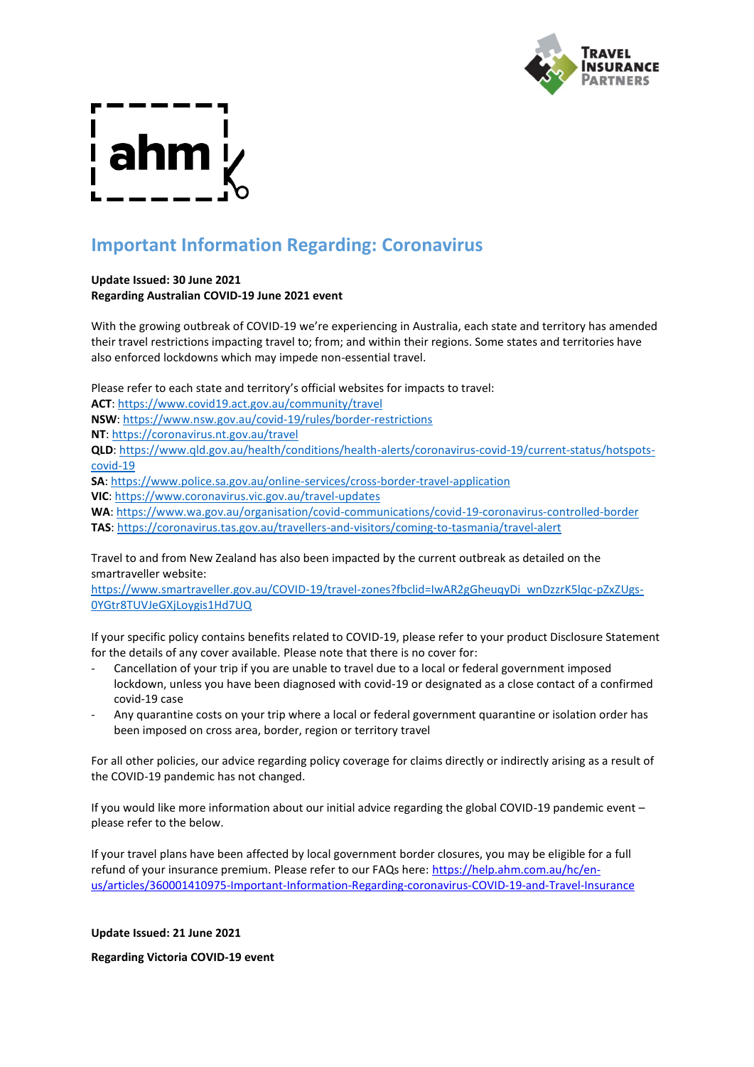# Important Information Regarding: Coronavirus

**Update Issued: 30 June 2021**
**Regarding Australian COVID-19 June 2021 event**

With the growing outbreak of COVID-19 we're experiencing in Australia, each state and territory has amended their travel restrictions impacting travel to; from; and within their regions. Some states and territories have also enforced lockdowns which may impede non-essential travel.

Please refer to each state and territory's official websites for impacts to travel:
**ACT**: https://www.covid19.act.gov.au/community/travel
**NSW**: https://www.nsw.gov.au/covid-19/rules/border-restrictions
**NT**: https://coronavirus.nt.gov.au/travel
**QLD**: https://www.qld.gov.au/health/conditions/health-alerts/coronavirus-covid-19/current-status/hotspots-covid-19
**SA**: https://www.police.sa.gov.au/online-services/cross-border-travel-application
**VIC**: https://www.coronavirus.vic.gov.au/travel-updates
**WA**: https://www.wa.gov.au/organisation/covid-communications/covid-19-coronavirus-controlled-border
**TAS**: https://coronavirus.tas.gov.au/travellers-and-visitors/coming-to-tasmania/travel-alert

Travel to and from New Zealand has also been impacted by the current outbreak as detailed on the smartraveller website:
https://www.smartraveller.gov.au/COVID-19/travel-zones?fbclid=IwAR2gGheuqyDi_wnDzzrK5lqc-pZxZUgs-0YGtr8TUVJeGXjLoygis1Hd7UQ

If your specific policy contains benefits related to COVID-19, please refer to your product Disclosure Statement for the details of any cover available. Please note that there is no cover for:

- Cancellation of your trip if you are unable to travel due to a local or federal government imposed lockdown, unless you have been diagnosed with covid-19 or designated as a close contact of a confirmed covid-19 case
- Any quarantine costs on your trip where a local or federal government quarantine or isolation order has been imposed on cross area, border, region or territory travel

For all other policies, our advice regarding policy coverage for claims directly or indirectly arising as a result of the COVID-19 pandemic has not changed.

If you would like more information about our initial advice regarding the global COVID-19 pandemic event – please refer to the below.

If your travel plans have been affected by local government border closures, you may be eligible for a full refund of your insurance premium. Please refer to our FAQs here: https://help.ahm.com.au/hc/en-us/articles/360001410975-Important-Information-Regarding-coronavirus-COVID-19-and-Travel-Insurance

**Update Issued: 21 June 2021**

**Regarding Victoria COVID-19 event**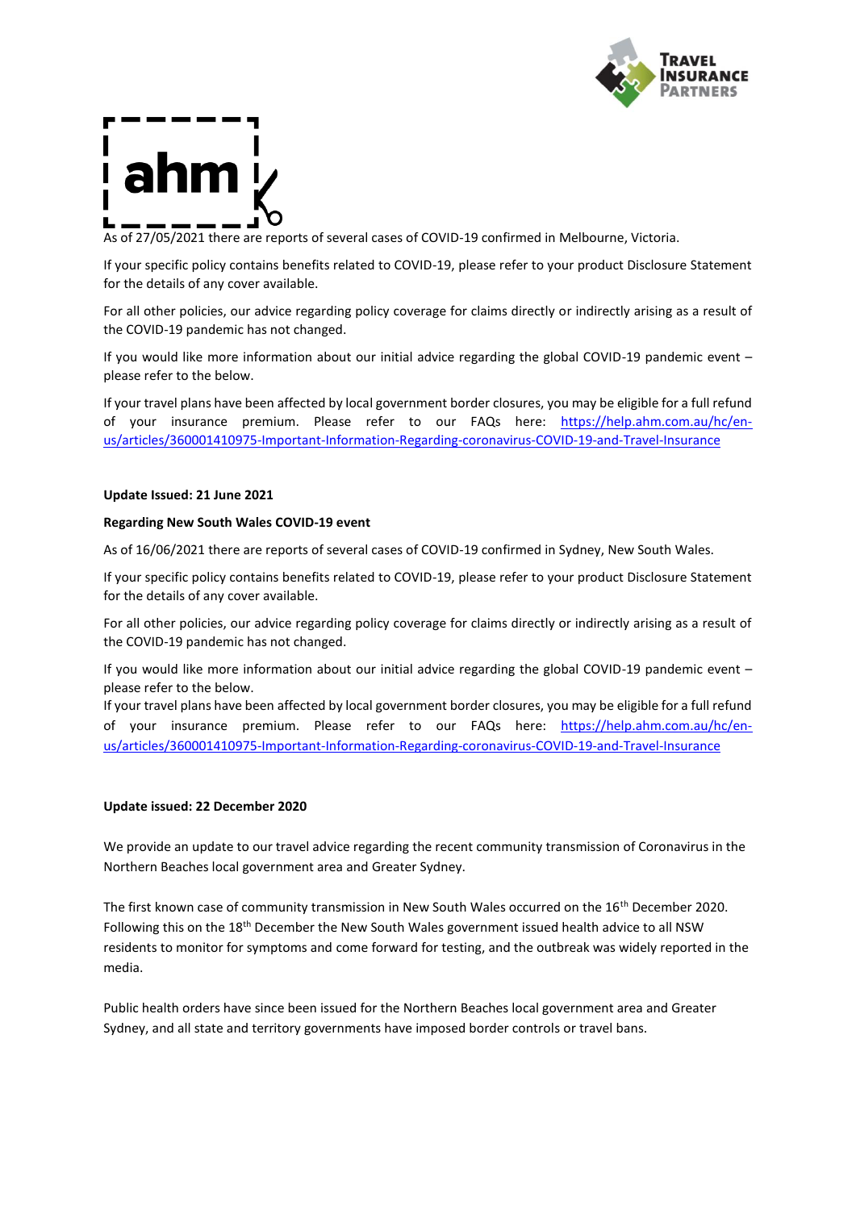As of 27/05/2021 there are reports of several cases of COVID-19 confirmed in Melbourne, Victoria.

If your specific policy contains benefits related to COVID-19, please refer to your product Disclosure Statement for the details of any cover available.

For all other policies, our advice regarding policy coverage for claims directly or indirectly arising as a result of the COVID-19 pandemic has not changed.

If you would like more information about our initial advice regarding the global COVID-19 pandemic event – please refer to the below.

If your travel plans have been affected by local government border closures, you may be eligible for a full refund of your insurance premium. Please refer to our FAQs here: https://help.ahm.com.au/hc/en-us/articles/360001410975-Important-Information-Regarding-coronavirus-COVID-19-and-Travel-Insurance

**Update Issued: 21 June 2021**

**Regarding New South Wales COVID-19 event**

As of 16/06/2021 there are reports of several cases of COVID-19 confirmed in Sydney, New South Wales.

If your specific policy contains benefits related to COVID-19, please refer to your product Disclosure Statement for the details of any cover available.

For all other policies, our advice regarding policy coverage for claims directly or indirectly arising as a result of the COVID-19 pandemic has not changed.

If you would like more information about our initial advice regarding the global COVID-19 pandemic event – please refer to the below.

If your travel plans have been affected by local government border closures, you may be eligible for a full refund of your insurance premium. Please refer to our FAQs here: https://help.ahm.com.au/hc/en-us/articles/360001410975-Important-Information-Regarding-coronavirus-COVID-19-and-Travel-Insurance

**Update issued: 22 December 2020**

We provide an update to our travel advice regarding the recent community transmission of Coronavirus in the Northern Beaches local government area and Greater Sydney.

The first known case of community transmission in New South Wales occurred on the 16th December 2020. Following this on the 18th December the New South Wales government issued health advice to all NSW residents to monitor for symptoms and come forward for testing, and the outbreak was widely reported in the media.

Public health orders have since been issued for the Northern Beaches local government area and Greater Sydney, and all state and territory governments have imposed border controls or travel bans.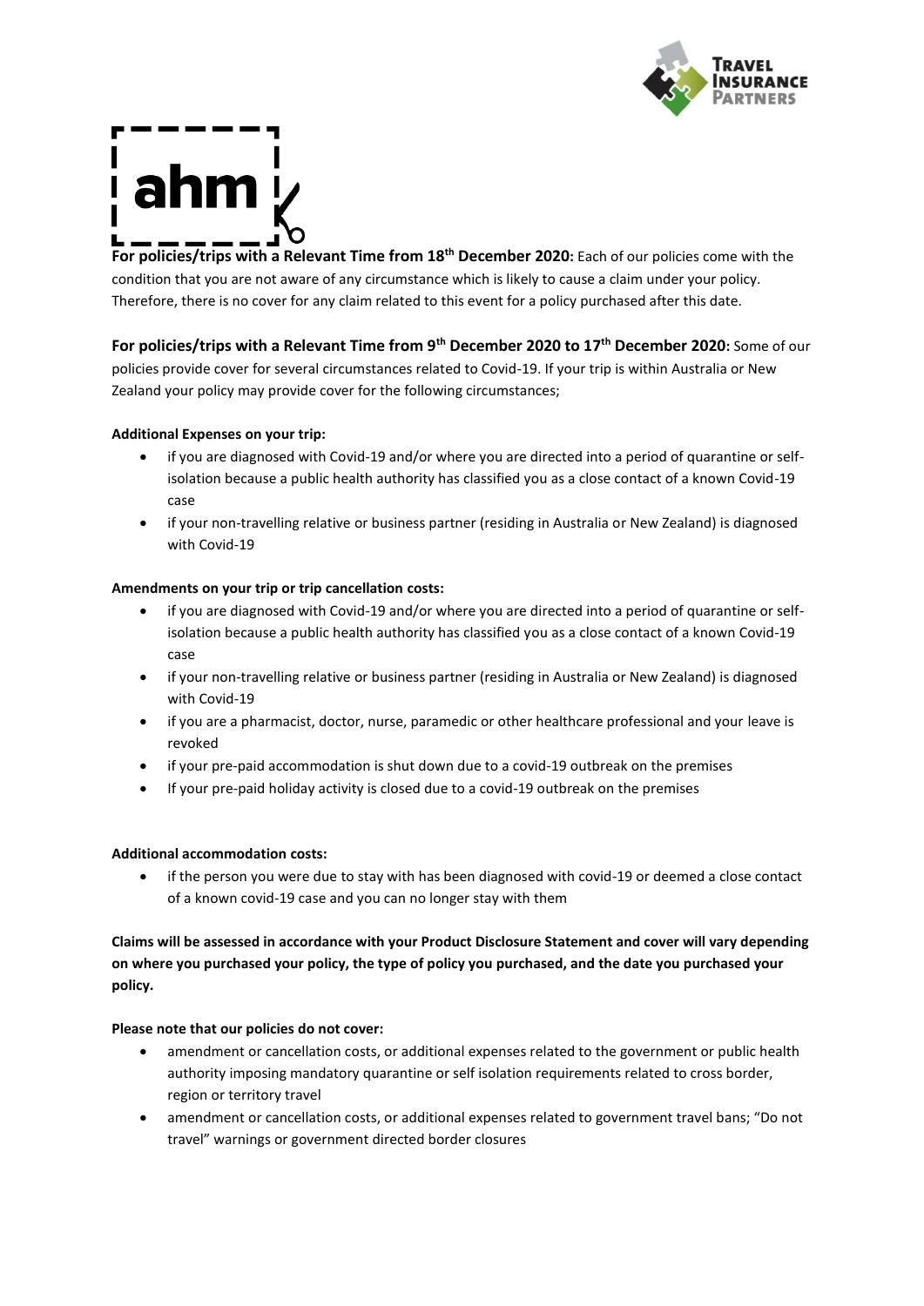**For policies/trips with a Relevant Time from 18th December 2020:** Each of our policies come with the condition that you are not aware of any circumstance which is likely to cause a claim under your policy. Therefore, there is no cover for any claim related to this event for a policy purchased after this date.

**For policies/trips with a Relevant Time from 9th December 2020 to 17th December 2020:** Some of our policies provide cover for several circumstances related to Covid-19. If your trip is within Australia or New Zealand your policy may provide cover for the following circumstances;

**Additional Expenses on your trip:**

- if you are diagnosed with Covid-19 and/or where you are directed into a period of quarantine or self-isolation because a public health authority has classified you as a close contact of a known Covid-19 case
- if your non-travelling relative or business partner (residing in Australia or New Zealand) is diagnosed with Covid-19

**Amendments on your trip or trip cancellation costs:**

- if you are diagnosed with Covid-19 and/or where you are directed into a period of quarantine or self-isolation because a public health authority has classified you as a close contact of a known Covid-19 case
- if your non-travelling relative or business partner (residing in Australia or New Zealand) is diagnosed with Covid-19
- if you are a pharmacist, doctor, nurse, paramedic or other healthcare professional and your leave is revoked
- if your pre-paid accommodation is shut down due to a covid-19 outbreak on the premises
- If your pre-paid holiday activity is closed due to a covid-19 outbreak on the premises

**Additional accommodation costs:**

- if the person you were due to stay with has been diagnosed with covid-19 or deemed a close contact of a known covid-19 case and you can no longer stay with them

**Claims will be assessed in accordance with your Product Disclosure Statement and cover will vary depending on where you purchased your policy, the type of policy you purchased, and the date you purchased your policy.**

**Please note that our policies do not cover:**

- amendment or cancellation costs, or additional expenses related to the government or public health authority imposing mandatory quarantine or self isolation requirements related to cross border, region or territory travel
- amendment or cancellation costs, or additional expenses related to government travel bans; "Do not travel" warnings or government directed border closures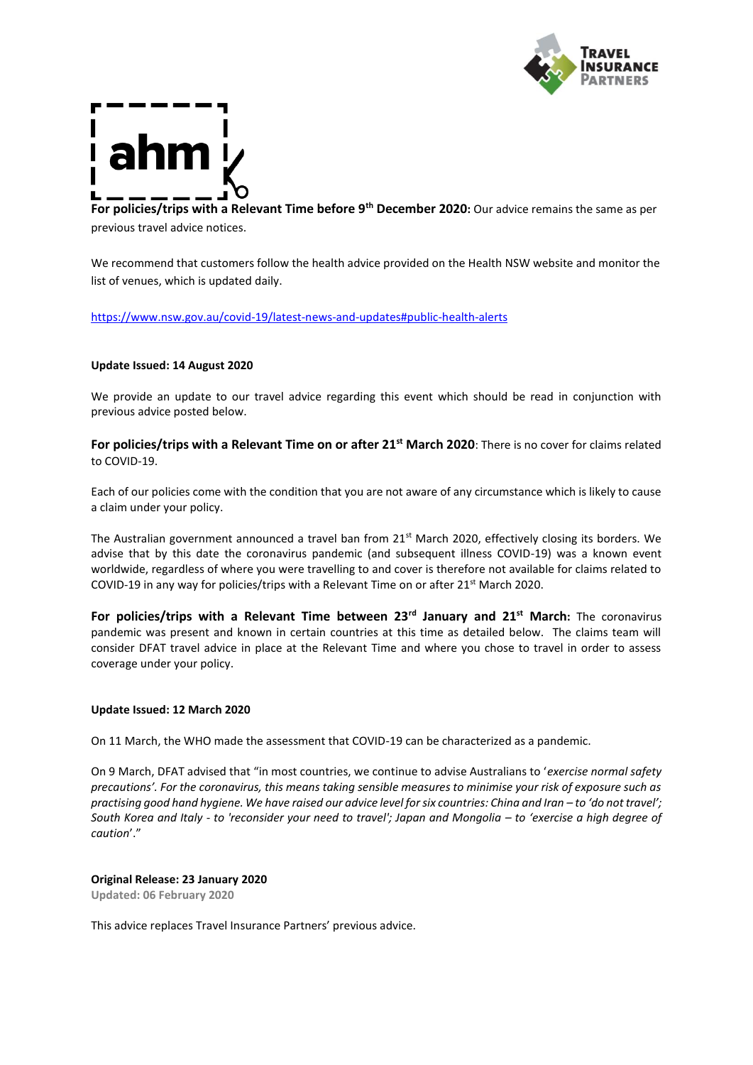**For policies/trips with a Relevant Time before 9th December 2020:** Our advice remains the same as per previous travel advice notices.

We recommend that customers follow the health advice provided on the Health NSW website and monitor the list of venues, which is updated daily.

https://www.nsw.gov.au/covid-19/latest-news-and-updates#public-health-alerts

**Update Issued: 14 August 2020**

We provide an update to our travel advice regarding this event which should be read in conjunction with previous advice posted below.

**For policies/trips with a Relevant Time on or after 21st March 2020**: There is no cover for claims related to COVID-19.

Each of our policies come with the condition that you are not aware of any circumstance which is likely to cause a claim under your policy.

The Australian government announced a travel ban from 21st March 2020, effectively closing its borders. We advise that by this date the coronavirus pandemic (and subsequent illness COVID-19) was a known event worldwide, regardless of where you were travelling to and cover is therefore not available for claims related to COVID-19 in any way for policies/trips with a Relevant Time on or after 21st March 2020.

**For policies/trips with a Relevant Time between 23rd January and 21st March:** The coronavirus pandemic was present and known in certain countries at this time as detailed below. The claims team will consider DFAT travel advice in place at the Relevant Time and where you chose to travel in order to assess coverage under your policy.

**Update Issued: 12 March 2020**

On 11 March, the WHO made the assessment that COVID-19 can be characterized as a pandemic.

On 9 March, DFAT advised that "in most countries, we continue to advise Australians to '*exercise normal safety precautions'. For the coronavirus, this means taking sensible measures to minimise your risk of exposure such as practising good hand hygiene. We have raised our advice level for six countries: China and Iran – to 'do not travel'; South Korea and Italy - to 'reconsider your need to travel'; Japan and Mongolia – to 'exercise a high degree of caution*'."

**Original Release: 23 January 2020**
**Updated: 06 February 2020**

This advice replaces Travel Insurance Partners' previous advice.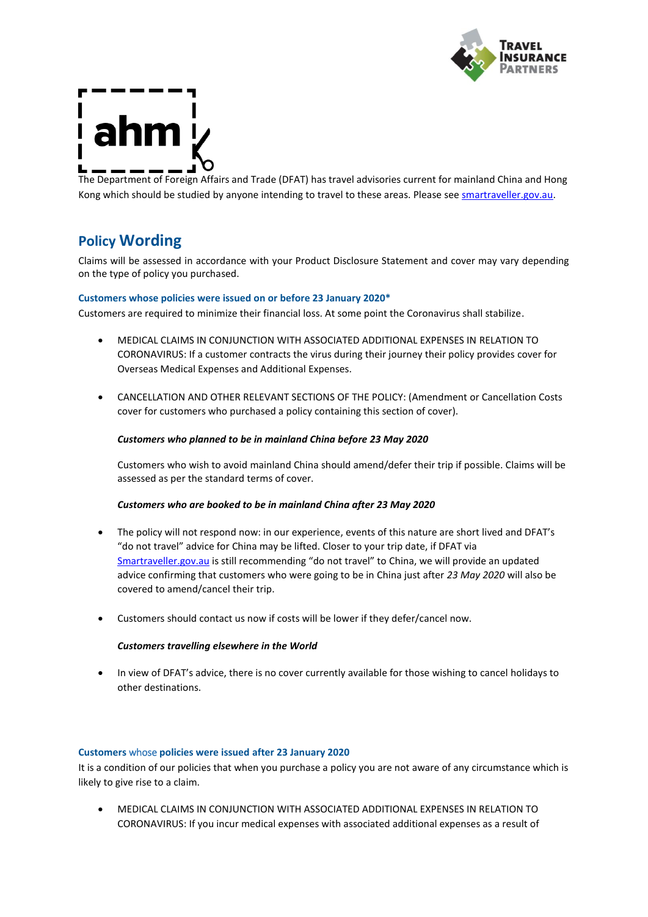The Department of Foreign Affairs and Trade (DFAT) has travel advisories current for mainland China and Hong Kong which should be studied by anyone intending to travel to these areas. Please see [smartraveller.gov.au](smartraveller.gov.au).

## Policy Wording

Claims will be assessed in accordance with your Product Disclosure Statement and cover may vary depending on the type of policy you purchased.

#### Customers whose policies were issued on or before 23 January 2020*

Customers are required to minimize their financial loss. At some point the Coronavirus shall stabilize.

- MEDICAL CLAIMS IN CONJUNCTION WITH ASSOCIATED ADDITIONAL EXPENSES IN RELATION TO CORONAVIRUS: If a customer contracts the virus during their journey their policy provides cover for Overseas Medical Expenses and Additional Expenses.

- CANCELLATION AND OTHER RELEVANT SECTIONS OF THE POLICY: (Amendment or Cancellation Costs cover for customers who purchased a policy containing this section of cover).

  ***Customers who planned to be in mainland China before 23 May 2020***

  Customers who wish to avoid mainland China should amend/defer their trip if possible. Claims will be assessed as per the standard terms of cover.

  ***Customers who are booked to be in mainland China after 23 May 2020***

- The policy will not respond now: in our experience, events of this nature are short lived and DFAT's "do not travel" advice for China may be lifted. Closer to your trip date, if DFAT via [Smartraveller.gov.au](Smartraveller.gov.au) is still recommending "do not travel" to China, we will provide an updated advice confirming that customers who were going to be in China just after *23 May 2020* will also be covered to amend/cancel their trip.

- Customers should contact us now if costs will be lower if they defer/cancel now.

  ***Customers travelling elsewhere in the World***

- In view of DFAT's advice, there is no cover currently available for those wishing to cancel holidays to other destinations.

#### Customers whose policies were issued after 23 January 2020

It is a condition of our policies that when you purchase a policy you are not aware of any circumstance which is likely to give rise to a claim.

- MEDICAL CLAIMS IN CONJUNCTION WITH ASSOCIATED ADDITIONAL EXPENSES IN RELATION TO CORONAVIRUS: If you incur medical expenses with associated additional expenses as a result of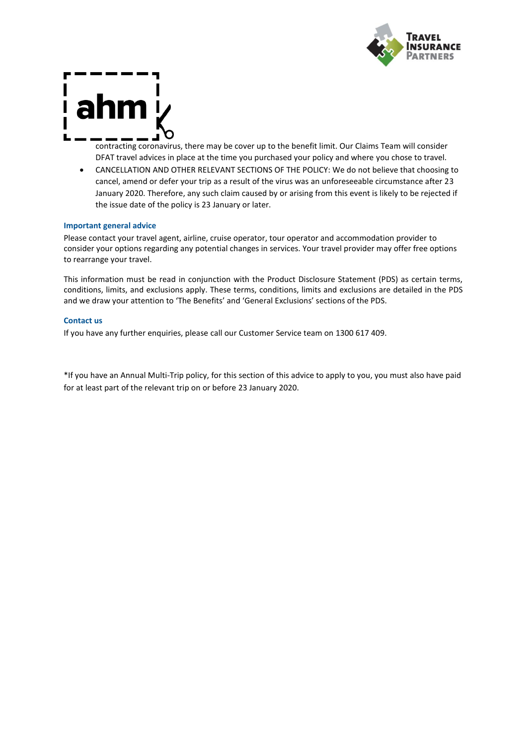contracting coronavirus, there may be cover up to the benefit limit. Our Claims Team will consider DFAT travel advices in place at the time you purchased your policy and where you chose to travel.

- CANCELLATION AND OTHER RELEVANT SECTIONS OF THE POLICY: We do not believe that choosing to cancel, amend or defer your trip as a result of the virus was an unforeseeable circumstance after 23 January 2020. Therefore, any such claim caused by or arising from this event is likely to be rejected if the issue date of the policy is 23 January or later.

### Important general advice

Please contact your travel agent, airline, cruise operator, tour operator and accommodation provider to consider your options regarding any potential changes in services. Your travel provider may offer free options to rearrange your travel.

This information must be read in conjunction with the Product Disclosure Statement (PDS) as certain terms, conditions, limits, and exclusions apply. These terms, conditions, limits and exclusions are detailed in the PDS and we draw your attention to 'The Benefits' and 'General Exclusions' sections of the PDS.

### Contact us

If you have any further enquiries, please call our Customer Service team on 1300 617 409.

*If you have an Annual Multi-Trip policy, for this section of this advice to apply to you, you must also have paid for at least part of the relevant trip on or before 23 January 2020.